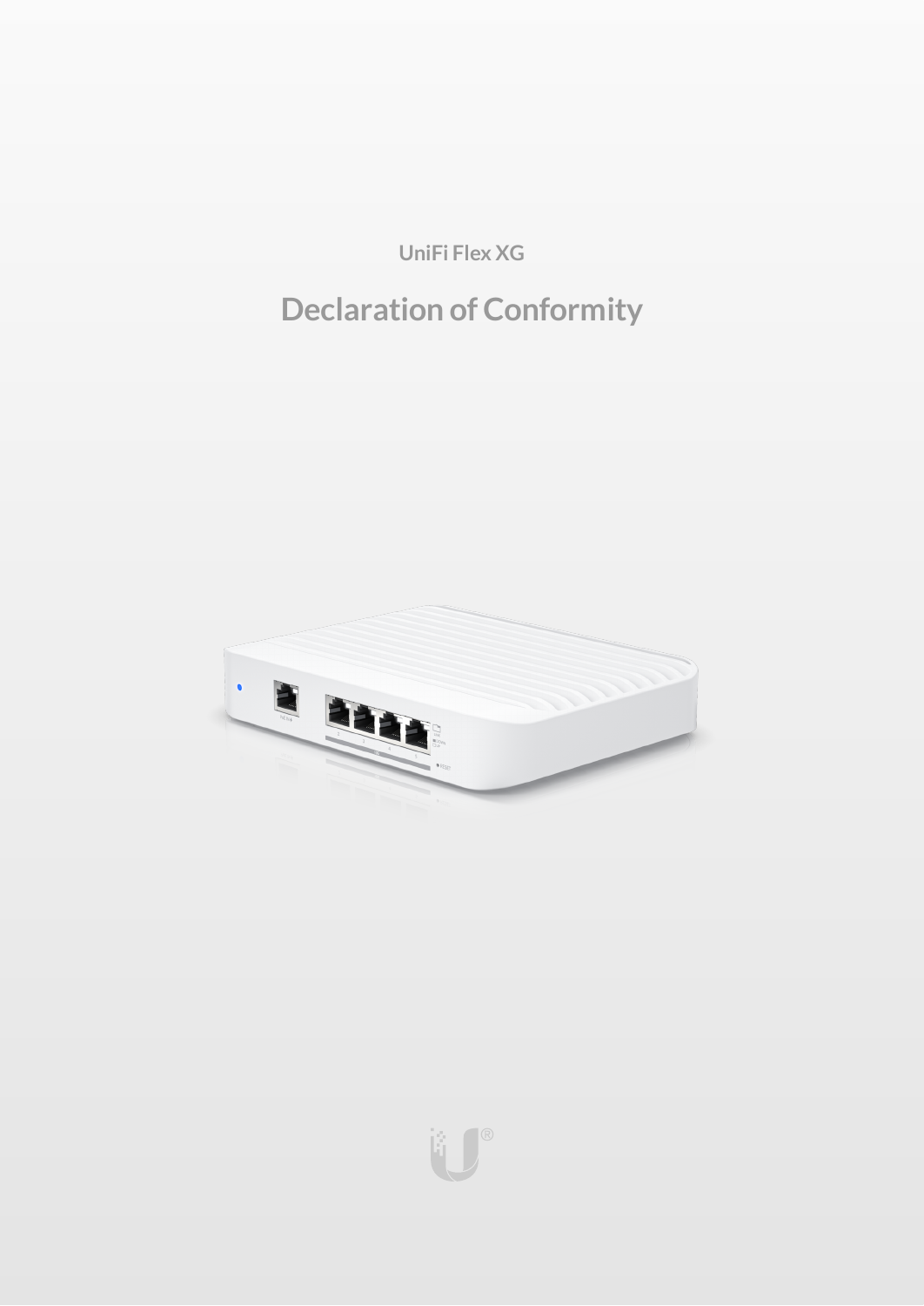UniFi Flex XG

# Declaration of Conformity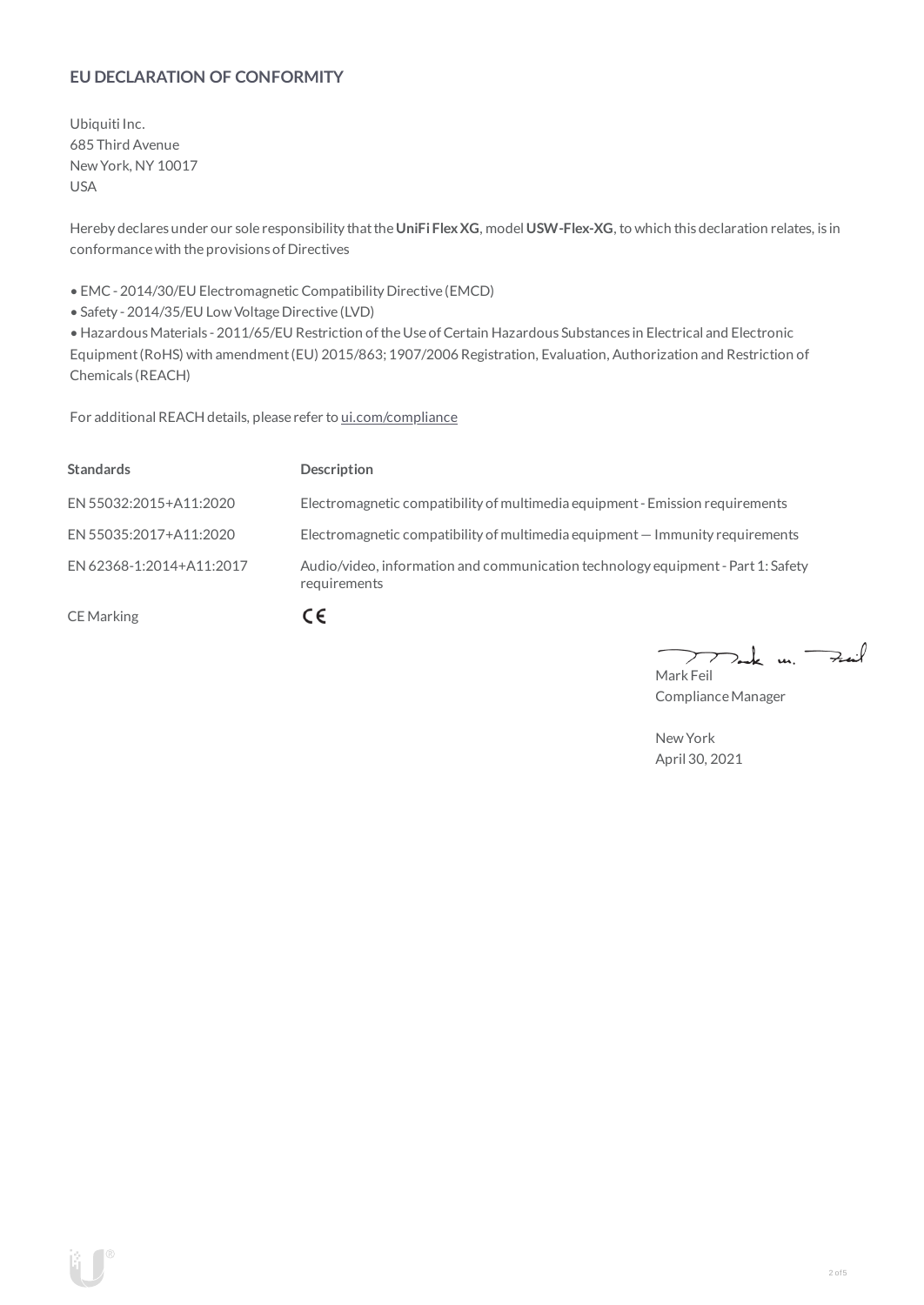## EU DECLARATION OF CONFORMITY

Ubiquiti Inc.
685 Third Avenue
New York, NY 10017
USA

Hereby declares under our sole responsibility that the **UniFi Flex XG**, model **USW-Flex-XG**, to which this declaration relates, is in conformance with the provisions of Directives

- EMC - 2014/30/EU Electromagnetic Compatibility Directive (EMCD)
- Safety - 2014/35/EU Low Voltage Directive (LVD)
- Hazardous Materials - 2011/65/EU Restriction of the Use of Certain Hazardous Substances in Electrical and Electronic Equipment (RoHS) with amendment (EU) 2015/863; 1907/2006 Registration, Evaluation, Authorization and Restriction of Chemicals (REACH)

For additional REACH details, please refer to ui.com/compliance

| Standards | Description |
| --- | --- |
| EN 55032:2015+A11:2020 | Electromagnetic compatibility of multimedia equipment - Emission requirements |
| EN 55035:2017+A11:2020 | Electromagnetic compatibility of multimedia equipment — Immunity requirements |
| EN 62368-1:2014+A11:2017 | Audio/video, information and communication technology equipment - Part 1: Safety requirements |
| CE Marking | CE |

Mark Feil
Compliance Manager

New York
April 30, 2021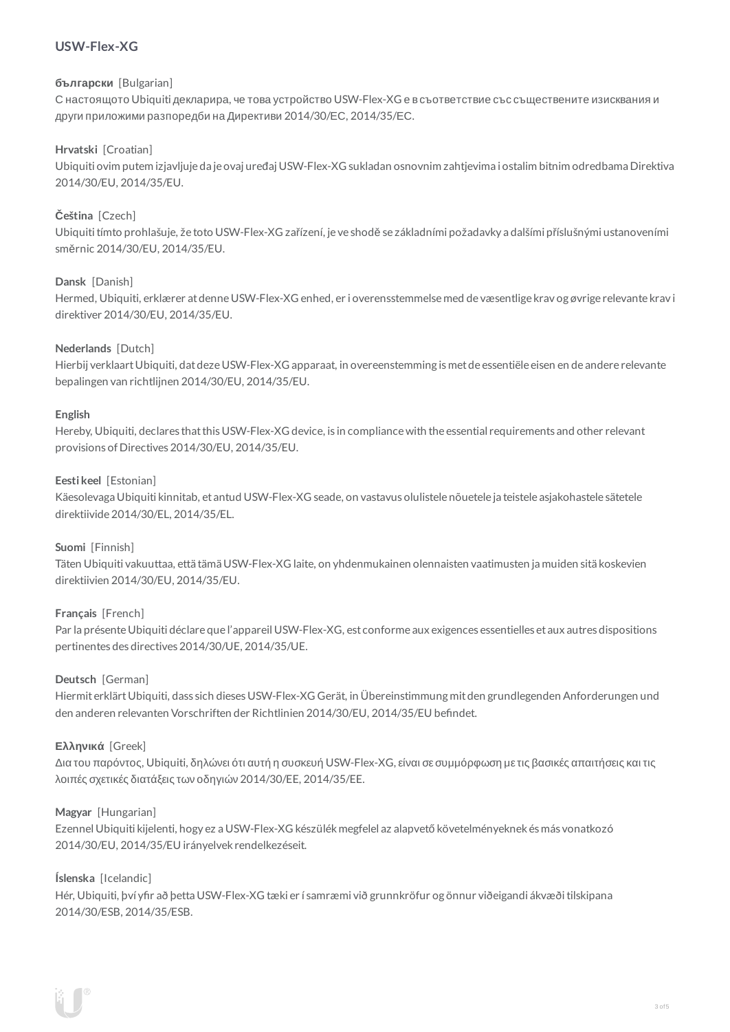## USW-Flex-XG

**български** [Bulgarian]
С настоящото Ubiquiti декларира, че това устройство USW-Flex-XG е в съответствие със съществените изисквания и други приложими разпоредби на Директиви 2014/30/ЕС, 2014/35/ЕС.

**Hrvatski** [Croatian]
Ubiquiti ovim putem izjavljuje da je ovaj uređaj USW-Flex-XG sukladan osnovnim zahtjevima i ostalim bitnim odredbama Direktiva 2014/30/EU, 2014/35/EU.

**Čeština** [Czech]
Ubiquiti tímto prohlašuje, že toto USW-Flex-XG zařízení, je ve shodě se základními požadavky a dalšími příslušnými ustanoveními směrnic 2014/30/EU, 2014/35/EU.

**Dansk** [Danish]
Hermed, Ubiquiti, erklærer at denne USW-Flex-XG enhed, er i overensstemmelse med de væsentlige krav og øvrige relevante krav i direktiver 2014/30/EU, 2014/35/EU.

**Nederlands** [Dutch]
Hierbij verklaart Ubiquiti, dat deze USW-Flex-XG apparaat, in overeenstemming is met de essentiële eisen en de andere relevante bepalingen van richtlijnen 2014/30/EU, 2014/35/EU.

**English**
Hereby, Ubiquiti, declares that this USW-Flex-XG device, is in compliance with the essential requirements and other relevant provisions of Directives 2014/30/EU, 2014/35/EU.

**Eesti keel** [Estonian]
Käesolevaga Ubiquiti kinnitab, et antud USW-Flex-XG seade, on vastavus olulistele nõuetele ja teistele asjakohastele sätetele direktiivide 2014/30/EL, 2014/35/EL.

**Suomi** [Finnish]
Täten Ubiquiti vakuuttaa, että tämä USW-Flex-XG laite, on yhdenmukainen olennaisten vaatimusten ja muiden sitä koskevien direktiivien 2014/30/EU, 2014/35/EU.

**Français** [French]
Par la présente Ubiquiti déclare que l'appareil USW-Flex-XG, est conforme aux exigences essentielles et aux autres dispositions pertinentes des directives 2014/30/UE, 2014/35/UE.

**Deutsch** [German]
Hiermit erklärt Ubiquiti, dass sich dieses USW-Flex-XG Gerät, in Übereinstimmung mit den grundlegenden Anforderungen und den anderen relevanten Vorschriften der Richtlinien 2014/30/EU, 2014/35/EU befindet.

**Ελληνικά** [Greek]
Δια του παρόντος, Ubiquiti, δηλώνει ότι αυτή η συσκευή USW-Flex-XG, είναι σε συμμόρφωση με τις βασικές απαιτήσεις και τις λοιπές σχετικές διατάξεις των οδηγιών 2014/30/EE, 2014/35/EE.

**Magyar** [Hungarian]
Ezennel Ubiquiti kijelenti, hogy ez a USW-Flex-XG készülék megfelel az alapvető követelményeknek és más vonatkozó 2014/30/EU, 2014/35/EU irányelvek rendelkezéseit.

**Íslenska** [Icelandic]
Hér, Ubiquiti, því yfir að þetta USW-Flex-XG tæki er í samræmi við grunnkröfur og önnur viðeigandi ákvæði tilskipana 2014/30/ESB, 2014/35/ESB.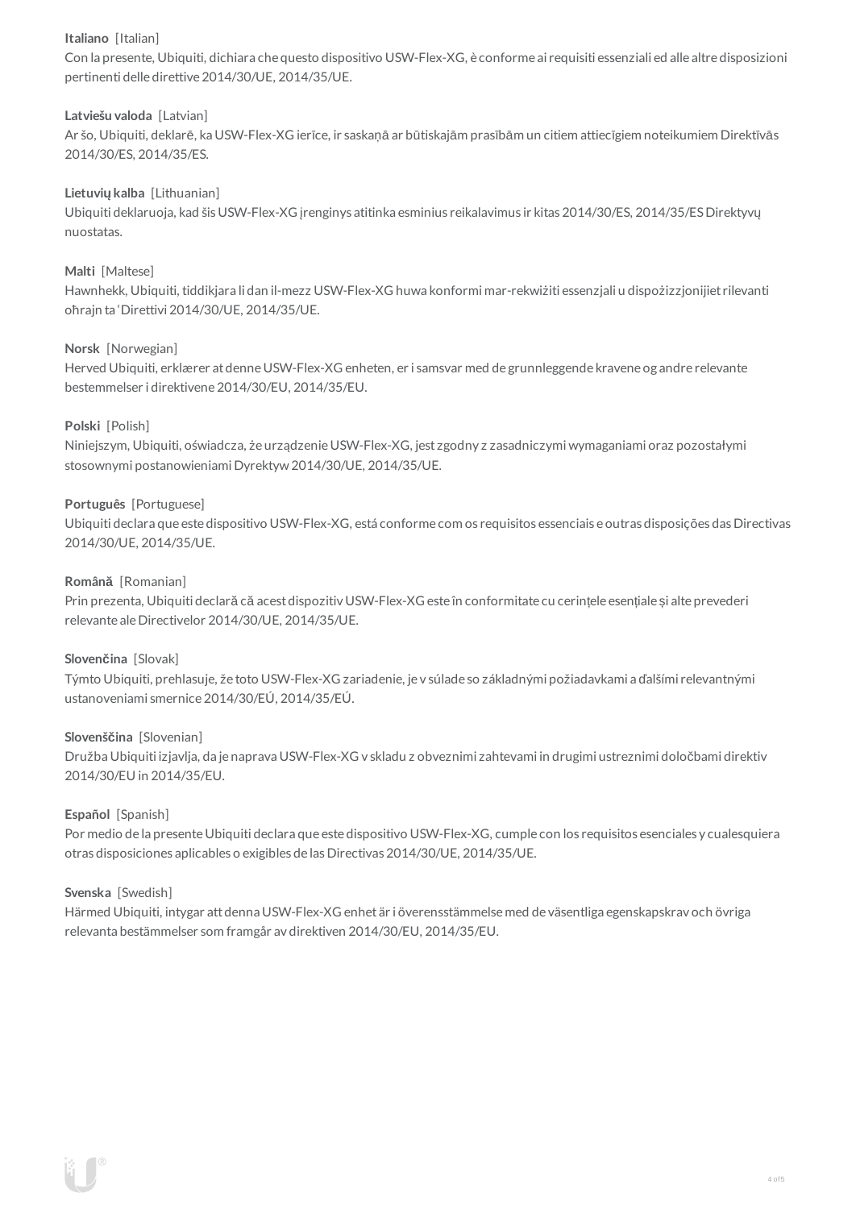**Italiano** [Italian]
Con la presente, Ubiquiti, dichiara che questo dispositivo USW-Flex-XG, è conforme ai requisiti essenziali ed alle altre disposizioni pertinenti delle direttive 2014/30/UE, 2014/35/UE.

**Latviešu valoda** [Latvian]
Ar šo, Ubiquiti, deklarē, ka USW-Flex-XG ierīce, ir saskaņā ar būtiskajām prasībām un citiem attiecīgiem noteikumiem Direktīvās 2014/30/ES, 2014/35/ES.

**Lietuvių kalba** [Lithuanian]
Ubiquiti deklaruoja, kad šis USW-Flex-XG įrenginys atitinka esminius reikalavimus ir kitas 2014/30/ES, 2014/35/ES Direktyvų nuostatas.

**Malti** [Maltese]
Hawnhekk, Ubiquiti, tiddikjara li dan il-mezz USW-Flex-XG huwa konformi mar-rekwiżiti essenzjali u dispożizzjonijiet rilevanti oħrajn ta 'Direttivi 2014/30/UE, 2014/35/UE.

**Norsk** [Norwegian]
Herved Ubiquiti, erklærer at denne USW-Flex-XG enheten, er i samsvar med de grunnleggende kravene og andre relevante bestemmelser i direktivene 2014/30/EU, 2014/35/EU.

**Polski** [Polish]
Niniejszym, Ubiquiti, oświadcza, że urządzenie USW-Flex-XG, jest zgodny z zasadniczymi wymaganiami oraz pozostałymi stosownymi postanowieniami Dyrektyw 2014/30/UE, 2014/35/UE.

**Português** [Portuguese]
Ubiquiti declara que este dispositivo USW-Flex-XG, está conforme com os requisitos essenciais e outras disposições das Directivas 2014/30/UE, 2014/35/UE.

**Română** [Romanian]
Prin prezenta, Ubiquiti declară că acest dispozitiv USW-Flex-XG este în conformitate cu cerințele esențiale și alte prevederi relevante ale Directivelor 2014/30/UE, 2014/35/UE.

**Slovenčina** [Slovak]
Týmto Ubiquiti, prehlasuje, že toto USW-Flex-XG zariadenie, je v súlade so základnými požiadavkami a ďalšími relevantnými ustanoveniami smernice 2014/30/EÚ, 2014/35/EÚ.

**Slovenščina** [Slovenian]
Družba Ubiquiti izjavlja, da je naprava USW-Flex-XG v skladu z obveznimi zahtevami in drugimi ustreznimi določbami direktiv 2014/30/EU in 2014/35/EU.

**Español** [Spanish]
Por medio de la presente Ubiquiti declara que este dispositivo USW-Flex-XG, cumple con los requisitos esenciales y cualesquiera otras disposiciones aplicables o exigibles de las Directivas 2014/30/UE, 2014/35/UE.

**Svenska** [Swedish]
Härmed Ubiquiti, intygar att denna USW-Flex-XG enhet är i överensstämmelse med de väsentliga egenskapskrav och övriga relevanta bestämmelser som framgår av direktiven 2014/30/EU, 2014/35/EU.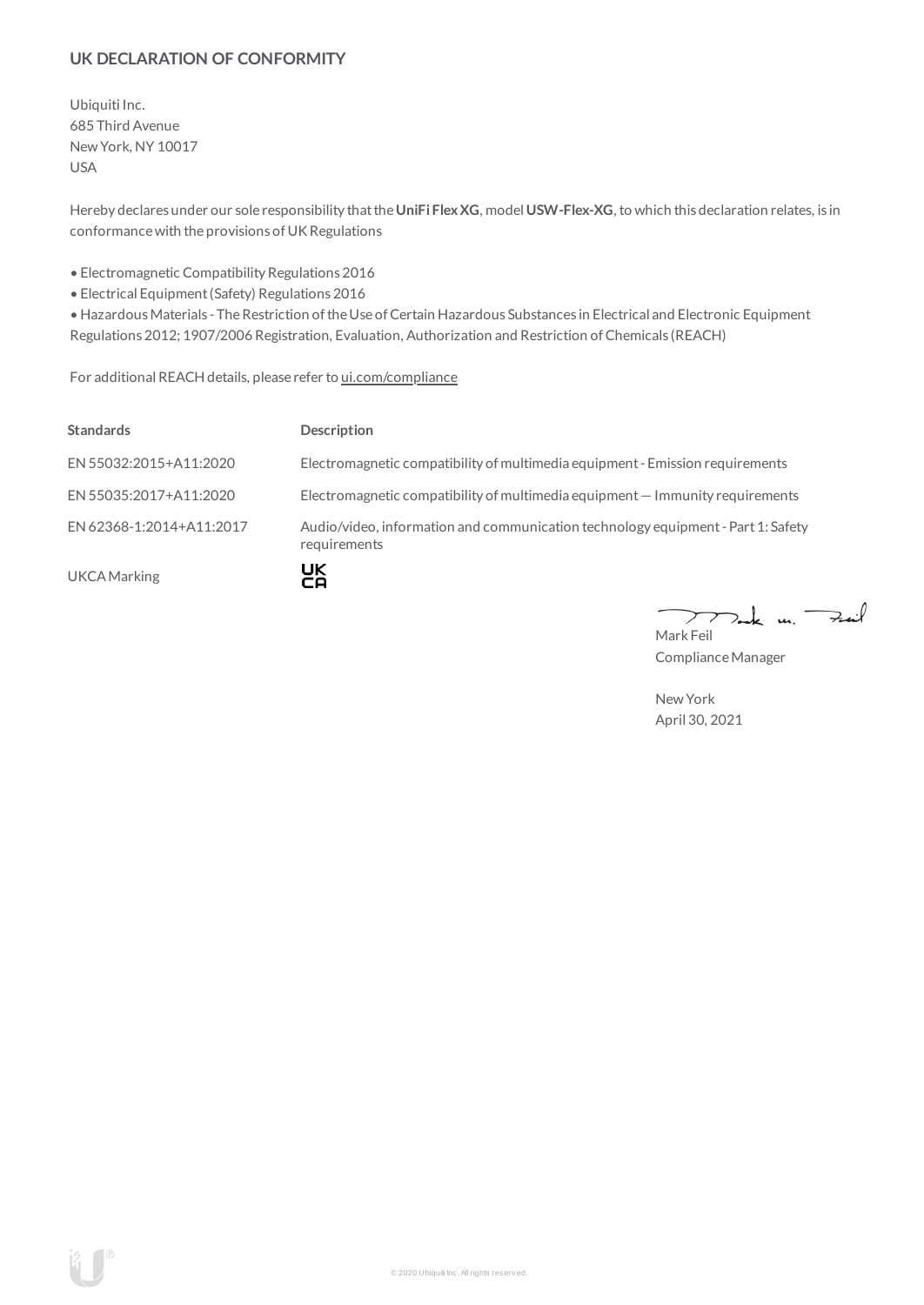## UK DECLARATION OF CONFORMITY

Ubiquiti Inc.
685 Third Avenue
New York, NY 10017
USA

Hereby declares under our sole responsibility that the **UniFi Flex XG**, model **USW-Flex-XG**, to which this declaration relates, is in conformance with the provisions of UK Regulations

- Electromagnetic Compatibility Regulations 2016
- Electrical Equipment (Safety) Regulations 2016
- Hazardous Materials - The Restriction of the Use of Certain Hazardous Substances in Electrical and Electronic Equipment Regulations 2012; 1907/2006 Registration, Evaluation, Authorization and Restriction of Chemicals (REACH)

For additional REACH details, please refer to ui.com/compliance

| Standards | Description |
|---|---|
| EN 55032:2015+A11:2020 | Electromagnetic compatibility of multimedia equipment - Emission requirements |
| EN 55035:2017+A11:2020 | Electromagnetic compatibility of multimedia equipment — Immunity requirements |
| EN 62368-1:2014+A11:2017 | Audio/video, information and communication technology equipment - Part 1: Safety requirements |
| UKCA Marking | UK CA |

Mark Feil
Compliance Manager

New York
April 30, 2021